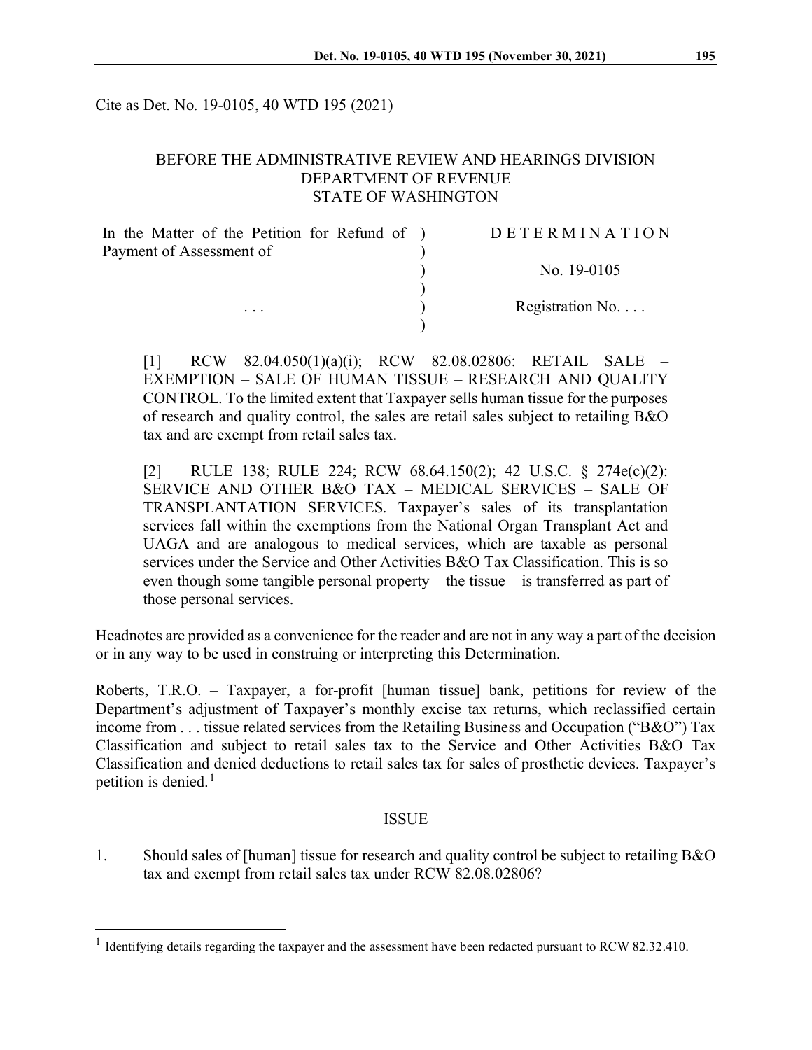Cite as Det. No. 19-0105, 40 WTD 195 (2021)

BEFORE THE ADMINISTRATIVE REVIEW AND HEARINGS DIVISION
DEPARTMENT OF REVENUE
STATE OF WASHINGTON

| | | |
|---|---|---|
| In the Matter of the Petition for Refund of Payment of Assessment of | ) | D E T E R M I N A T I O N |
| | ) | No. 19-0105 |
| . . . | ) | Registration No. . . . |

[1] RCW 82.04.050(1)(a)(i); RCW 82.08.02806: RETAIL SALE – EXEMPTION – SALE OF HUMAN TISSUE – RESEARCH AND QUALITY CONTROL. To the limited extent that Taxpayer sells human tissue for the purposes of research and quality control, the sales are retail sales subject to retailing B&O tax and are exempt from retail sales tax.

[2] RULE 138; RULE 224; RCW 68.64.150(2); 42 U.S.C. § 274e(c)(2): SERVICE AND OTHER B&O TAX – MEDICAL SERVICES – SALE OF TRANSPLANTATION SERVICES. Taxpayer's sales of its transplantation services fall within the exemptions from the National Organ Transplant Act and UAGA and are analogous to medical services, which are taxable as personal services under the Service and Other Activities B&O Tax Classification. This is so even though some tangible personal property – the tissue – is transferred as part of those personal services.

Headnotes are provided as a convenience for the reader and are not in any way a part of the decision or in any way to be used in construing or interpreting this Determination.

Roberts, T.R.O. – Taxpayer, a for-profit [human tissue] bank, petitions for review of the Department's adjustment of Taxpayer's monthly excise tax returns, which reclassified certain income from . . . tissue related services from the Retailing Business and Occupation ("B&O") Tax Classification and subject to retail sales tax to the Service and Other Activities B&O Tax Classification and denied deductions to retail sales tax for sales of prosthetic devices. Taxpayer's petition is denied.[1]

## ISSUE

1. Should sales of [human] tissue for research and quality control be subject to retailing B&O tax and exempt from retail sales tax under RCW 82.08.02806?

---

[1] Identifying details regarding the taxpayer and the assessment have been redacted pursuant to RCW 82.32.410.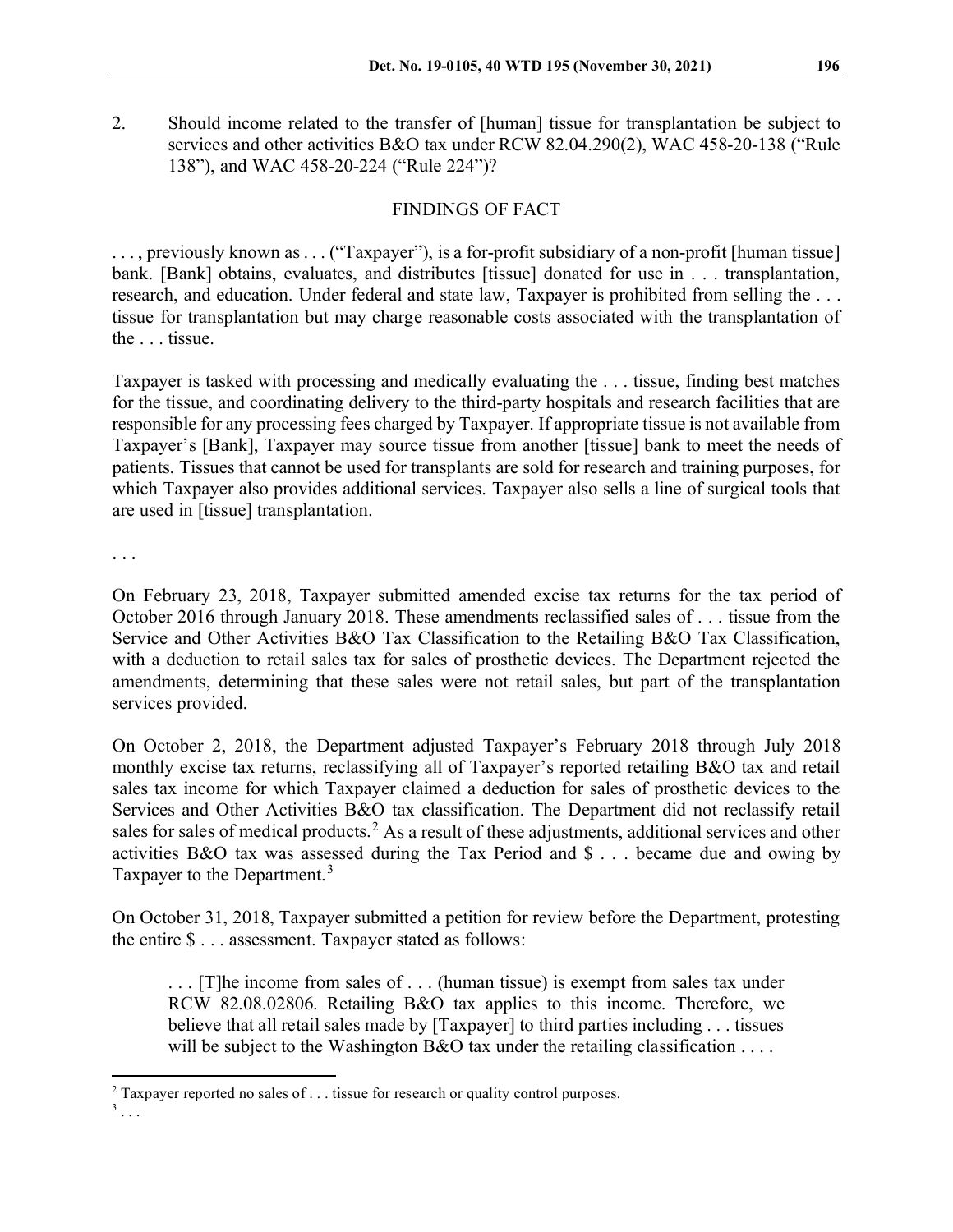2. Should income related to the transfer of [human] tissue for transplantation be subject to services and other activities B&O tax under RCW 82.04.290(2), WAC 458-20-138 ("Rule 138"), and WAC 458-20-224 ("Rule 224")?

## FINDINGS OF FACT

. . . , previously known as . . . ("Taxpayer"), is a for-profit subsidiary of a non-profit [human tissue] bank. [Bank] obtains, evaluates, and distributes [tissue] donated for use in . . . transplantation, research, and education. Under federal and state law, Taxpayer is prohibited from selling the . . . tissue for transplantation but may charge reasonable costs associated with the transplantation of the . . . tissue.

Taxpayer is tasked with processing and medically evaluating the . . . tissue, finding best matches for the tissue, and coordinating delivery to the third-party hospitals and research facilities that are responsible for any processing fees charged by Taxpayer. If appropriate tissue is not available from Taxpayer's [Bank], Taxpayer may source tissue from another [tissue] bank to meet the needs of patients. Tissues that cannot be used for transplants are sold for research and training purposes, for which Taxpayer also provides additional services. Taxpayer also sells a line of surgical tools that are used in [tissue] transplantation.

. . .

On February 23, 2018, Taxpayer submitted amended excise tax returns for the tax period of October 2016 through January 2018. These amendments reclassified sales of . . . tissue from the Service and Other Activities B&O Tax Classification to the Retailing B&O Tax Classification, with a deduction to retail sales tax for sales of prosthetic devices. The Department rejected the amendments, determining that these sales were not retail sales, but part of the transplantation services provided.

On October 2, 2018, the Department adjusted Taxpayer's February 2018 through July 2018 monthly excise tax returns, reclassifying all of Taxpayer's reported retailing B&O tax and retail sales tax income for which Taxpayer claimed a deduction for sales of prosthetic devices to the Services and Other Activities B&O tax classification. The Department did not reclassify retail sales for sales of medical products.[2] As a result of these adjustments, additional services and other activities B&O tax was assessed during the Tax Period and $ . . . became due and owing by Taxpayer to the Department.[3]

On October 31, 2018, Taxpayer submitted a petition for review before the Department, protesting the entire $ . . . assessment. Taxpayer stated as follows:

> . . . [T]he income from sales of . . . (human tissue) is exempt from sales tax under RCW 82.08.02806. Retailing B&O tax applies to this income. Therefore, we believe that all retail sales made by [Taxpayer] to third parties including . . . tissues will be subject to the Washington B&O tax under the retailing classification . . . .

---

[2] Taxpayer reported no sales of . . . tissue for research or quality control purposes.

[3] . . .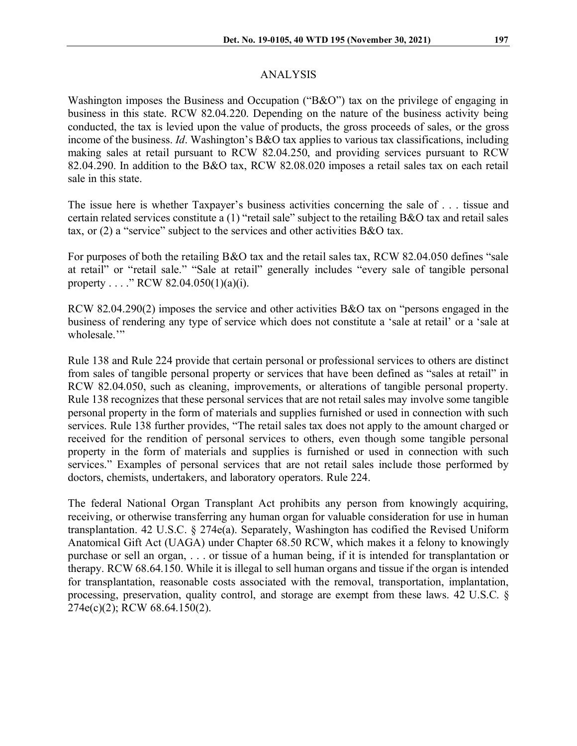## ANALYSIS

Washington imposes the Business and Occupation ("B&O") tax on the privilege of engaging in business in this state. RCW 82.04.220. Depending on the nature of the business activity being conducted, the tax is levied upon the value of products, the gross proceeds of sales, or the gross income of the business. *Id*. Washington's B&O tax applies to various tax classifications, including making sales at retail pursuant to RCW 82.04.250, and providing services pursuant to RCW 82.04.290. In addition to the B&O tax, RCW 82.08.020 imposes a retail sales tax on each retail sale in this state.

The issue here is whether Taxpayer's business activities concerning the sale of . . . tissue and certain related services constitute a (1) "retail sale" subject to the retailing B&O tax and retail sales tax, or (2) a "service" subject to the services and other activities B&O tax.

For purposes of both the retailing B&O tax and the retail sales tax, RCW 82.04.050 defines "sale at retail" or "retail sale." "Sale at retail" generally includes "every sale of tangible personal property . . . ." RCW 82.04.050(1)(a)(i).

RCW 82.04.290(2) imposes the service and other activities B&O tax on "persons engaged in the business of rendering any type of service which does not constitute a 'sale at retail' or a 'sale at wholesale.'"

Rule 138 and Rule 224 provide that certain personal or professional services to others are distinct from sales of tangible personal property or services that have been defined as "sales at retail" in RCW 82.04.050, such as cleaning, improvements, or alterations of tangible personal property. Rule 138 recognizes that these personal services that are not retail sales may involve some tangible personal property in the form of materials and supplies furnished or used in connection with such services. Rule 138 further provides, "The retail sales tax does not apply to the amount charged or received for the rendition of personal services to others, even though some tangible personal property in the form of materials and supplies is furnished or used in connection with such services." Examples of personal services that are not retail sales include those performed by doctors, chemists, undertakers, and laboratory operators. Rule 224.

The federal National Organ Transplant Act prohibits any person from knowingly acquiring, receiving, or otherwise transferring any human organ for valuable consideration for use in human transplantation. 42 U.S.C. § 274e(a). Separately, Washington has codified the Revised Uniform Anatomical Gift Act (UAGA) under Chapter 68.50 RCW, which makes it a felony to knowingly purchase or sell an organ, . . . or tissue of a human being, if it is intended for transplantation or therapy. RCW 68.64.150. While it is illegal to sell human organs and tissue if the organ is intended for transplantation, reasonable costs associated with the removal, transportation, implantation, processing, preservation, quality control, and storage are exempt from these laws. 42 U.S.C. § 274e(c)(2); RCW 68.64.150(2).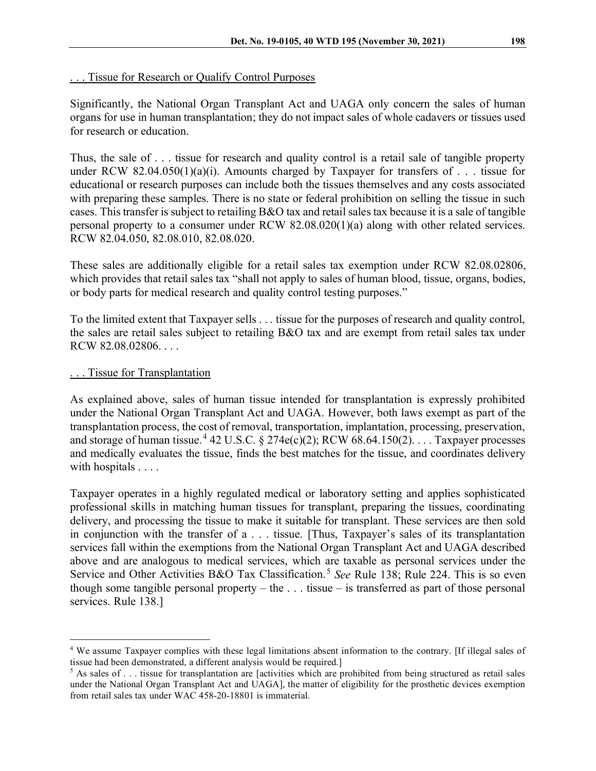<u>. . . Tissue for Research or Qualify Control Purposes</u>

Significantly, the National Organ Transplant Act and UAGA only concern the sales of human organs for use in human transplantation; they do not impact sales of whole cadavers or tissues used for research or education.

Thus, the sale of . . . tissue for research and quality control is a retail sale of tangible property under RCW 82.04.050(1)(a)(i). Amounts charged by Taxpayer for transfers of . . . tissue for educational or research purposes can include both the tissues themselves and any costs associated with preparing these samples. There is no state or federal prohibition on selling the tissue in such cases. This transfer is subject to retailing B&O tax and retail sales tax because it is a sale of tangible personal property to a consumer under RCW 82.08.020(1)(a) along with other related services. RCW 82.04.050, 82.08.010, 82.08.020.

These sales are additionally eligible for a retail sales tax exemption under RCW 82.08.02806, which provides that retail sales tax "shall not apply to sales of human blood, tissue, organs, bodies, or body parts for medical research and quality control testing purposes."

To the limited extent that Taxpayer sells . . . tissue for the purposes of research and quality control, the sales are retail sales subject to retailing B&O tax and are exempt from retail sales tax under RCW 82.08.02806. . . .

<u>. . . Tissue for Transplantation</u>

As explained above, sales of human tissue intended for transplantation is expressly prohibited under the National Organ Transplant Act and UAGA. However, both laws exempt as part of the transplantation process, the cost of removal, transportation, implantation, processing, preservation, and storage of human tissue.[4] 42 U.S.C. § 274e(c)(2); RCW 68.64.150(2). . . . Taxpayer processes and medically evaluates the tissue, finds the best matches for the tissue, and coordinates delivery with hospitals . . . .

Taxpayer operates in a highly regulated medical or laboratory setting and applies sophisticated professional skills in matching human tissues for transplant, preparing the tissues, coordinating delivery, and processing the tissue to make it suitable for transplant. These services are then sold in conjunction with the transfer of a . . . tissue. [Thus, Taxpayer's sales of its transplantation services fall within the exemptions from the National Organ Transplant Act and UAGA described above and are analogous to medical services, which are taxable as personal services under the Service and Other Activities B&O Tax Classification.[5] *See* Rule 138; Rule 224. This is so even though some tangible personal property – the . . . tissue – is transferred as part of those personal services. Rule 138.]

---

[4] We assume Taxpayer complies with these legal limitations absent information to the contrary. [If illegal sales of tissue had been demonstrated, a different analysis would be required.]

[5] As sales of . . . tissue for transplantation are [activities which are prohibited from being structured as retail sales under the National Organ Transplant Act and UAGA], the matter of eligibility for the prosthetic devices exemption from retail sales tax under WAC 458-20-18801 is immaterial.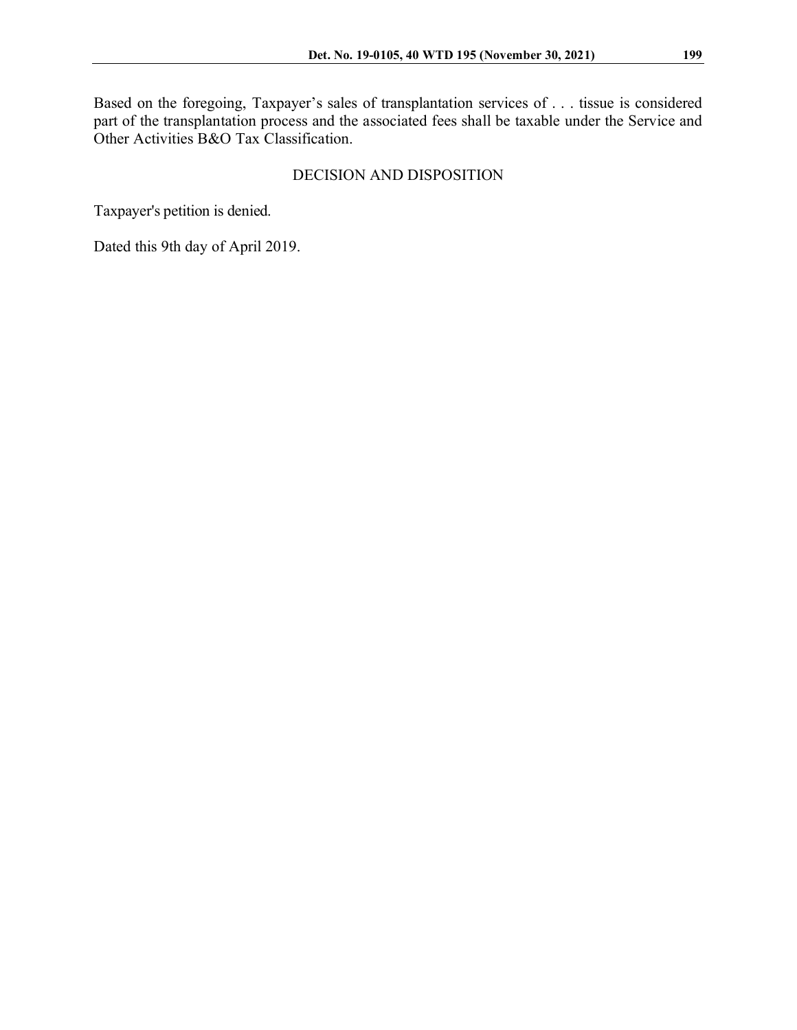Based on the foregoing, Taxpayer's sales of transplantation services of . . . tissue is considered part of the transplantation process and the associated fees shall be taxable under the Service and Other Activities B&O Tax Classification.

## DECISION AND DISPOSITION

Taxpayer's petition is denied.

Dated this 9th day of April 2019.